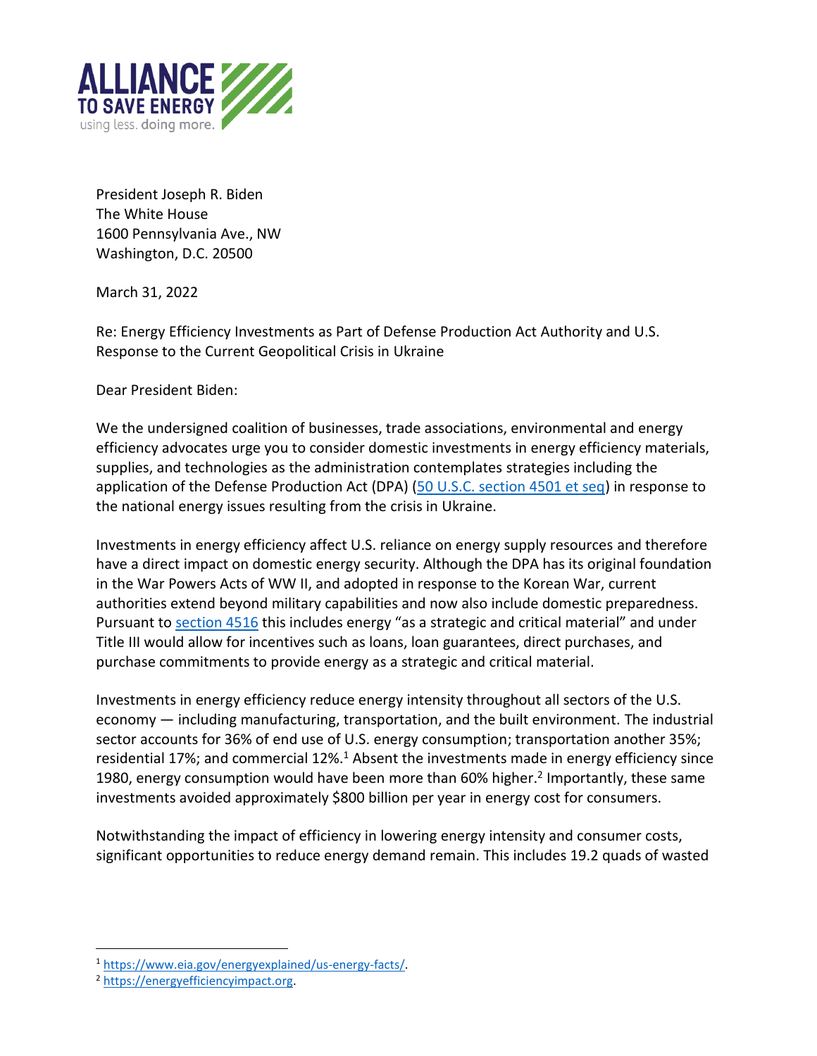ALLIANCE TO SAVE ENERGY
using less. doing more.

President Joseph R. Biden
The White House
1600 Pennsylvania Ave., NW
Washington, D.C. 20500

March 31, 2022

Re: Energy Efficiency Investments as Part of Defense Production Act Authority and U.S. Response to the Current Geopolitical Crisis in Ukraine

Dear President Biden:

We the undersigned coalition of businesses, trade associations, environmental and energy efficiency advocates urge you to consider domestic investments in energy efficiency materials, supplies, and technologies as the administration contemplates strategies including the application of the Defense Production Act (DPA) (50 U.S.C. section 4501 et seq) in response to the national energy issues resulting from the crisis in Ukraine.

Investments in energy efficiency affect U.S. reliance on energy supply resources and therefore have a direct impact on domestic energy security. Although the DPA has its original foundation in the War Powers Acts of WW II, and adopted in response to the Korean War, current authorities extend beyond military capabilities and now also include domestic preparedness. Pursuant to section 4516 this includes energy "as a strategic and critical material" and under Title III would allow for incentives such as loans, loan guarantees, direct purchases, and purchase commitments to provide energy as a strategic and critical material.

Investments in energy efficiency reduce energy intensity throughout all sectors of the U.S. economy — including manufacturing, transportation, and the built environment. The industrial sector accounts for 36% of end use of U.S. energy consumption; transportation another 35%; residential 17%; and commercial 12%.[1] Absent the investments made in energy efficiency since 1980, energy consumption would have been more than 60% higher.[2] Importantly, these same investments avoided approximately $800 billion per year in energy cost for consumers.

Notwithstanding the impact of efficiency in lowering energy intensity and consumer costs, significant opportunities to reduce energy demand remain. This includes 19.2 quads of wasted

[1] https://www.eia.gov/energyexplained/us-energy-facts/.

[2] https://energyefficiencyimpact.org.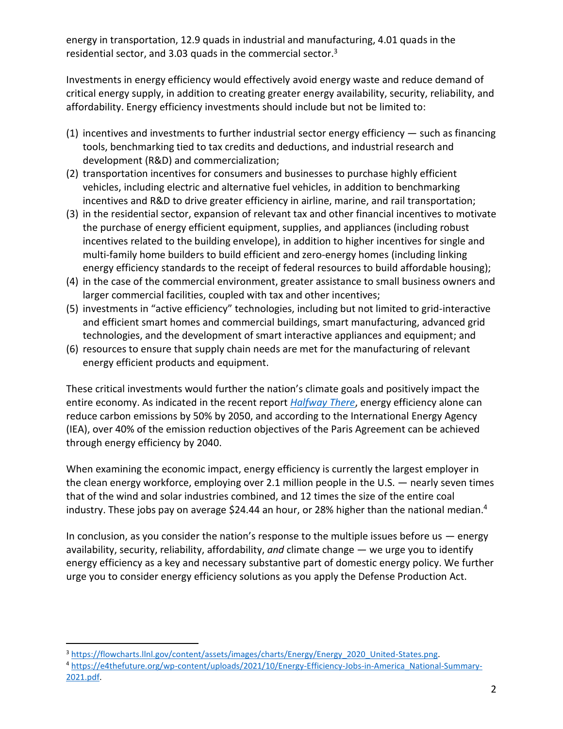energy in transportation, 12.9 quads in industrial and manufacturing, 4.01 quads in the residential sector, and 3.03 quads in the commercial sector.[3]

Investments in energy efficiency would effectively avoid energy waste and reduce demand of critical energy supply, in addition to creating greater energy availability, security, reliability, and affordability. Energy efficiency investments should include but not be limited to:

(1) incentives and investments to further industrial sector energy efficiency — such as financing tools, benchmarking tied to tax credits and deductions, and industrial research and development (R&D) and commercialization;
(2) transportation incentives for consumers and businesses to purchase highly efficient vehicles, including electric and alternative fuel vehicles, in addition to benchmarking incentives and R&D to drive greater efficiency in airline, marine, and rail transportation;
(3) in the residential sector, expansion of relevant tax and other financial incentives to motivate the purchase of energy efficient equipment, supplies, and appliances (including robust incentives related to the building envelope), in addition to higher incentives for single and multi-family home builders to build efficient and zero-energy homes (including linking energy efficiency standards to the receipt of federal resources to build affordable housing);
(4) in the case of the commercial environment, greater assistance to small business owners and larger commercial facilities, coupled with tax and other incentives;
(5) investments in "active efficiency" technologies, including but not limited to grid-interactive and efficient smart homes and commercial buildings, smart manufacturing, advanced grid technologies, and the development of smart interactive appliances and equipment; and
(6) resources to ensure that supply chain needs are met for the manufacturing of relevant energy efficient products and equipment.

These critical investments would further the nation's climate goals and positively impact the entire economy. As indicated in the recent report *Halfway There*, energy efficiency alone can reduce carbon emissions by 50% by 2050, and according to the International Energy Agency (IEA), over 40% of the emission reduction objectives of the Paris Agreement can be achieved through energy efficiency by 2040.

When examining the economic impact, energy efficiency is currently the largest employer in the clean energy workforce, employing over 2.1 million people in the U.S. — nearly seven times that of the wind and solar industries combined, and 12 times the size of the entire coal industry. These jobs pay on average $24.44 an hour, or 28% higher than the national median.[4]

In conclusion, as you consider the nation's response to the multiple issues before us — energy availability, security, reliability, affordability, *and* climate change — we urge you to identify energy efficiency as a key and necessary substantive part of domestic energy policy. We further urge you to consider energy efficiency solutions as you apply the Defense Production Act.

---

[3] https://flowcharts.llnl.gov/content/assets/images/charts/Energy/Energy_2020_United-States.png.

[4] https://e4thefuture.org/wp-content/uploads/2021/10/Energy-Efficiency-Jobs-in-America_National-Summary-2021.pdf.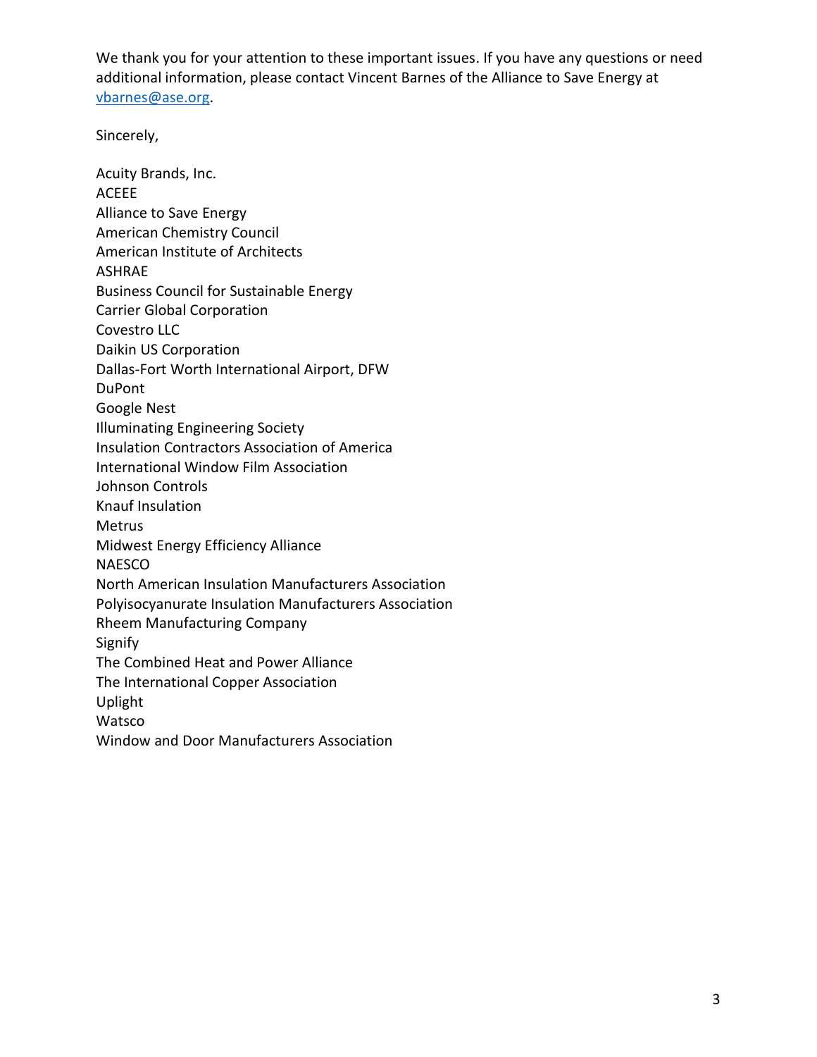We thank you for your attention to these important issues. If you have any questions or need additional information, please contact Vincent Barnes of the Alliance to Save Energy at vbarnes@ase.org.

Sincerely,

Acuity Brands, Inc.
ACEEE
Alliance to Save Energy
American Chemistry Council
American Institute of Architects
ASHRAE
Business Council for Sustainable Energy
Carrier Global Corporation
Covestro LLC
Daikin US Corporation
Dallas-Fort Worth International Airport, DFW
DuPont
Google Nest
Illuminating Engineering Society
Insulation Contractors Association of America
International Window Film Association
Johnson Controls
Knauf Insulation
Metrus
Midwest Energy Efficiency Alliance
NAESCO
North American Insulation Manufacturers Association
Polyisocyanurate Insulation Manufacturers Association
Rheem Manufacturing Company
Signify
The Combined Heat and Power Alliance
The International Copper Association
Uplight
Watsco
Window and Door Manufacturers Association